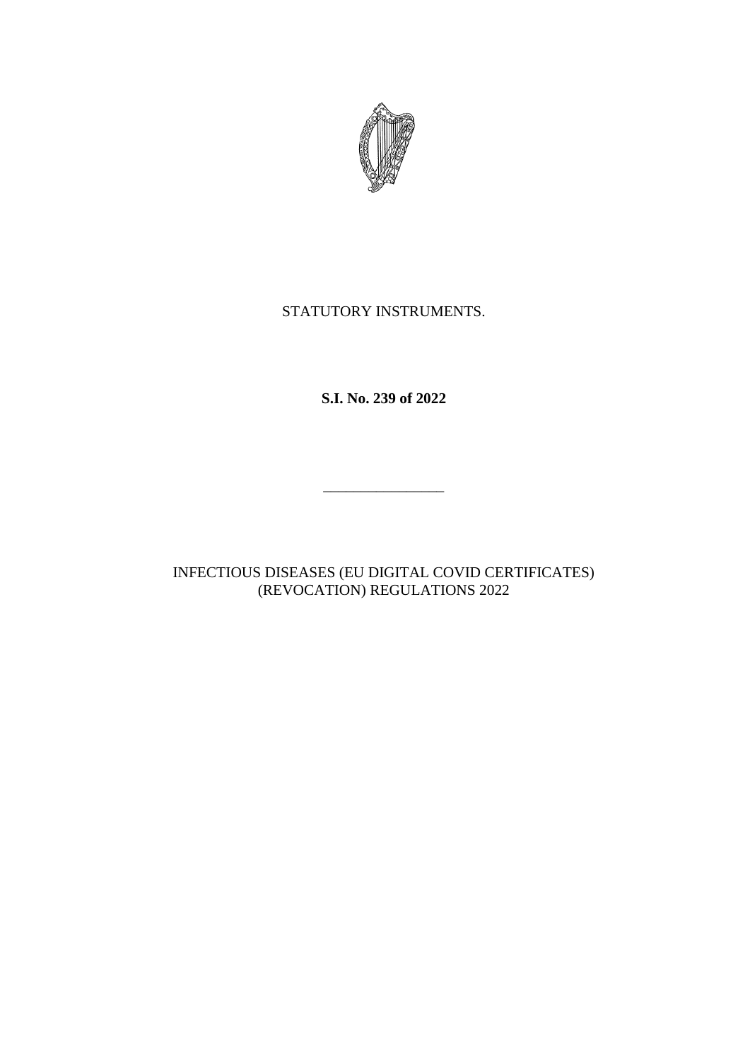STATUTORY INSTRUMENTS.

**S.I. No. 239 of 2022**

---

INFECTIOUS DISEASES (EU DIGITAL COVID CERTIFICATES) (REVOCATION) REGULATIONS 2022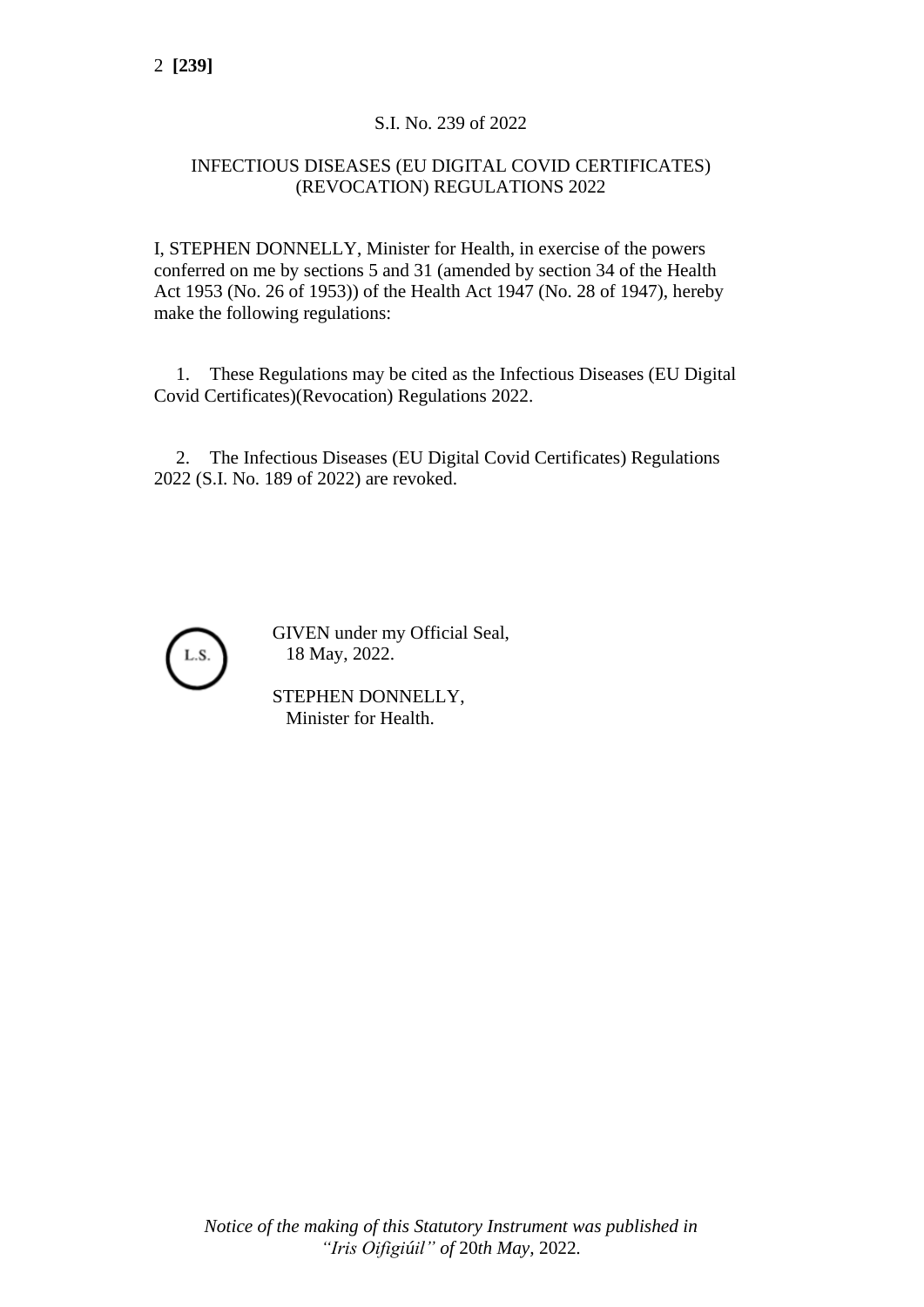S.I. No. 239 of 2022

INFECTIOUS DISEASES (EU DIGITAL COVID CERTIFICATES) (REVOCATION) REGULATIONS 2022

I, STEPHEN DONNELLY, Minister for Health, in exercise of the powers conferred on me by sections 5 and 31 (amended by section 34 of the Health Act 1953 (No. 26 of 1953)) of the Health Act 1947 (No. 28 of 1947), hereby make the following regulations:

1. These Regulations may be cited as the Infectious Diseases (EU Digital Covid Certificates)(Revocation) Regulations 2022.

2. The Infectious Diseases (EU Digital Covid Certificates) Regulations 2022 (S.I. No. 189 of 2022) are revoked.

L.S.

GIVEN under my Official Seal,
18 May, 2022.

STEPHEN DONNELLY,
Minister for Health.

*Notice of the making of this Statutory Instrument was published in "Iris Oifigiúil" of 20th May, 2022.*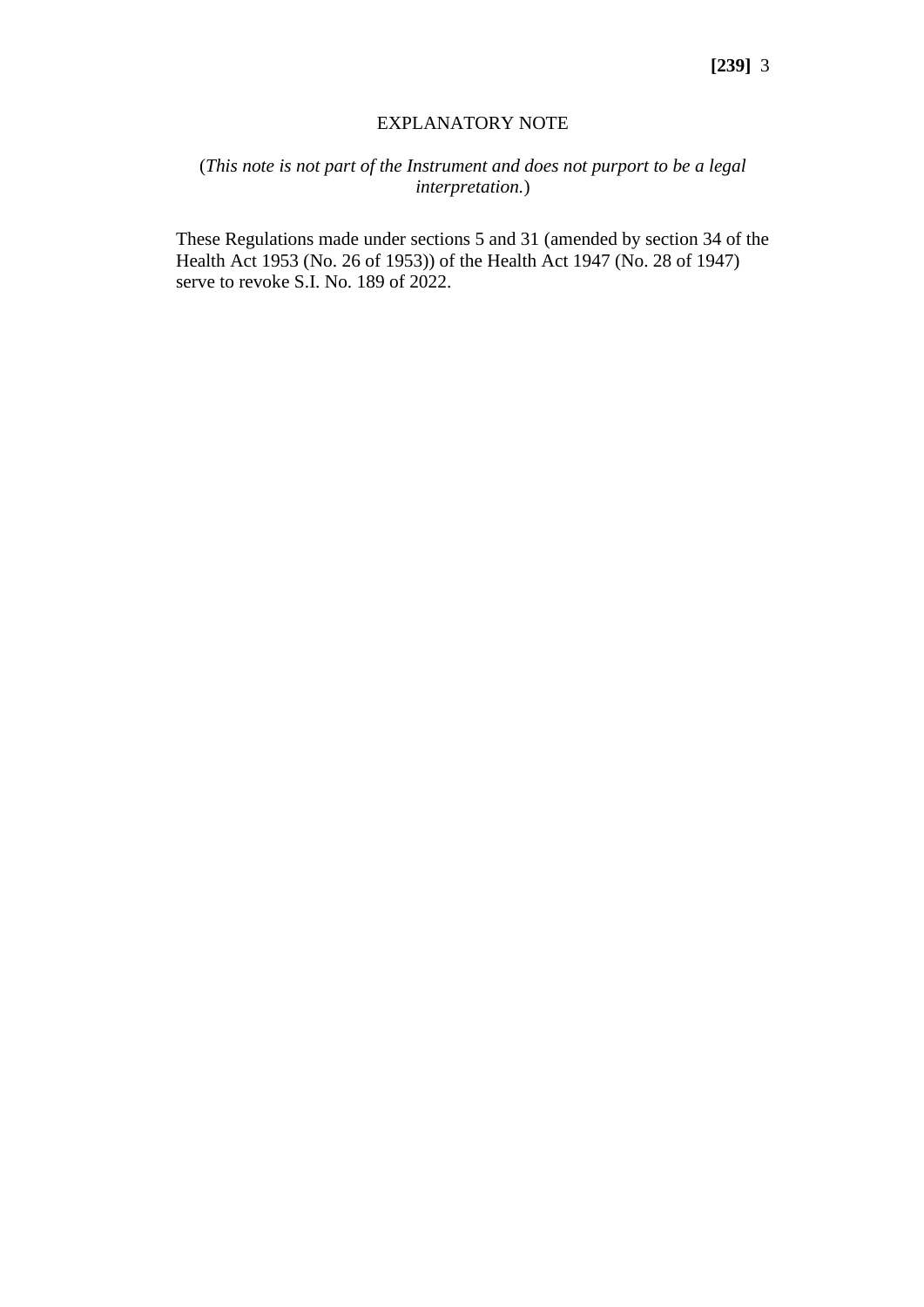EXPLANATORY NOTE

(*This note is not part of the Instrument and does not purport to be a legal interpretation.*)

These Regulations made under sections 5 and 31 (amended by section 34 of the Health Act 1953 (No. 26 of 1953)) of the Health Act 1947 (No. 28 of 1947) serve to revoke S.I. No. 189 of 2022.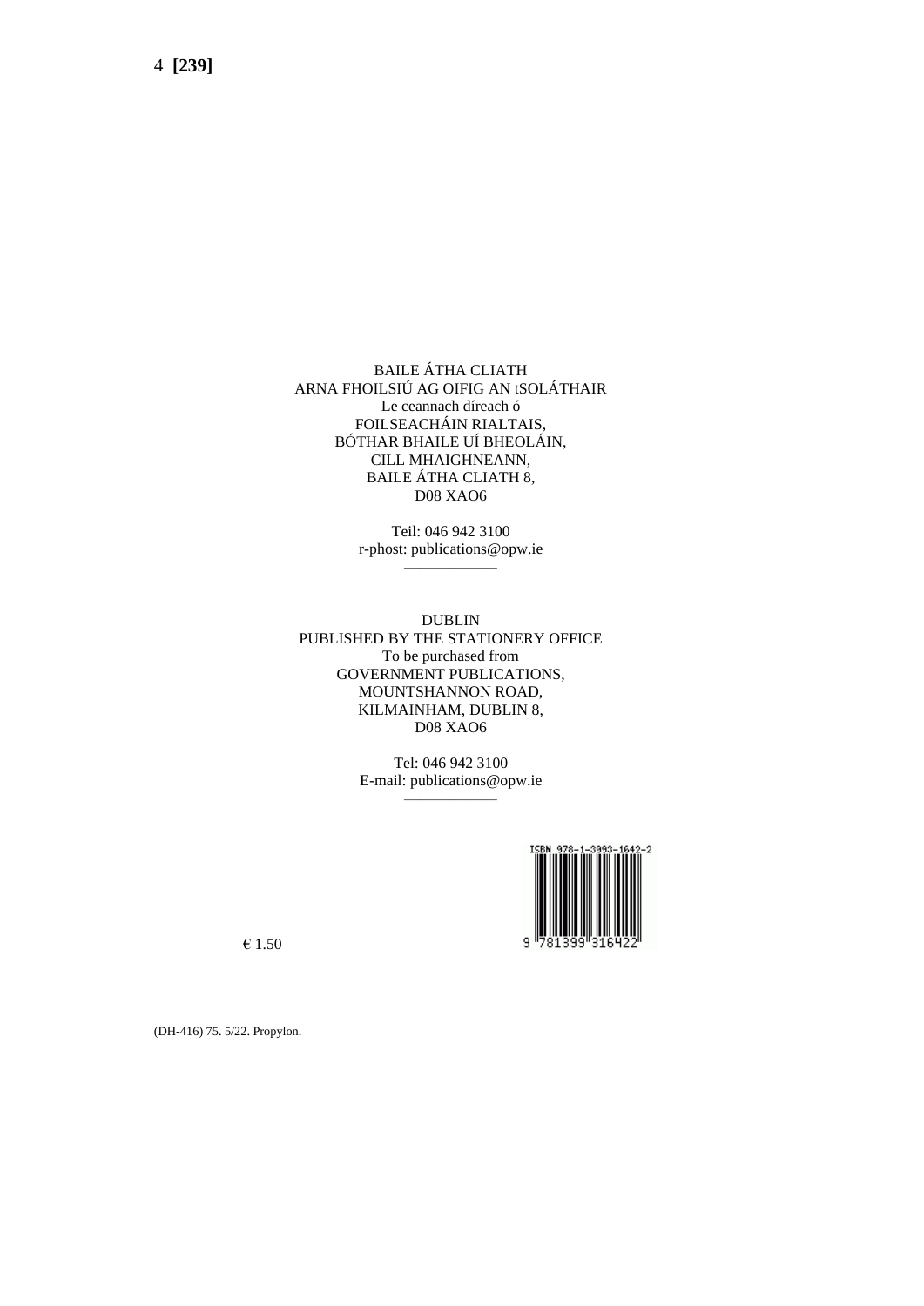BAILE ÁTHA CLIATH
ARNA FHOILSIÚ AG OIFIG AN tSOLÁTHAIR
Le ceannach díreach ó
FOILSEACHÁIN RIALTAIS,
BÓTHAR BHAILE UÍ BHEOLÁIN,
CILL MHAIGHNEANN,
BAILE ÁTHA CLIATH 8,
D08 XAO6

Teil: 046 942 3100
r-phost: publications@opw.ie

---

DUBLIN
PUBLISHED BY THE STATIONERY OFFICE
To be purchased from
GOVERNMENT PUBLICATIONS,
MOUNTSHANNON ROAD,
KILMAINHAM, DUBLIN 8,
D08 XAO6

Tel: 046 942 3100
E-mail: publications@opw.ie

---

ISBN 978-1-3993-1642-2

9 781399 316422

€ 1.50

(DH-416) 75. 5/22. Propylon.